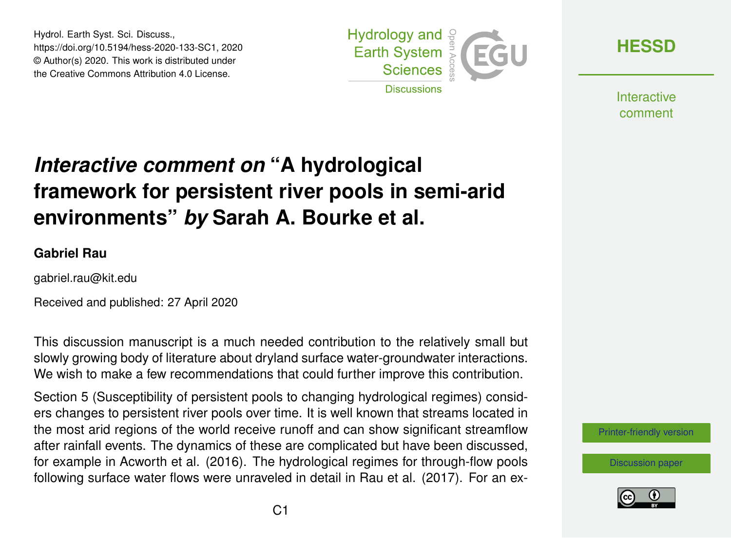Hydrol. Earth Syst. Sci. Discuss.,
https://doi.org/10.5194/hess-2020-133-SC1, 2020
© Author(s) 2020. This work is distributed under
the Creative Commons Attribution 4.0 License.

# *Interactive comment on* "A hydrological framework for persistent river pools in semi-arid environments" *by* Sarah A. Bourke et al.

**Gabriel Rau**

gabriel.rau@kit.edu

Received and published: 27 April 2020

This discussion manuscript is a much needed contribution to the relatively small but slowly growing body of literature about dryland surface water-groundwater interactions. We wish to make a few recommendations that could further improve this contribution.

Section 5 (Susceptibility of persistent pools to changing hydrological regimes) considers changes to persistent river pools over time. It is well known that streams located in the most arid regions of the world receive runoff and can show significant streamflow after rainfall events. The dynamics of these are complicated but have been discussed, for example in Acworth et al. (2016). The hydrological regimes for through-flow pools following surface water flows were unraveled in detail in Rau et al. (2017). For an ex-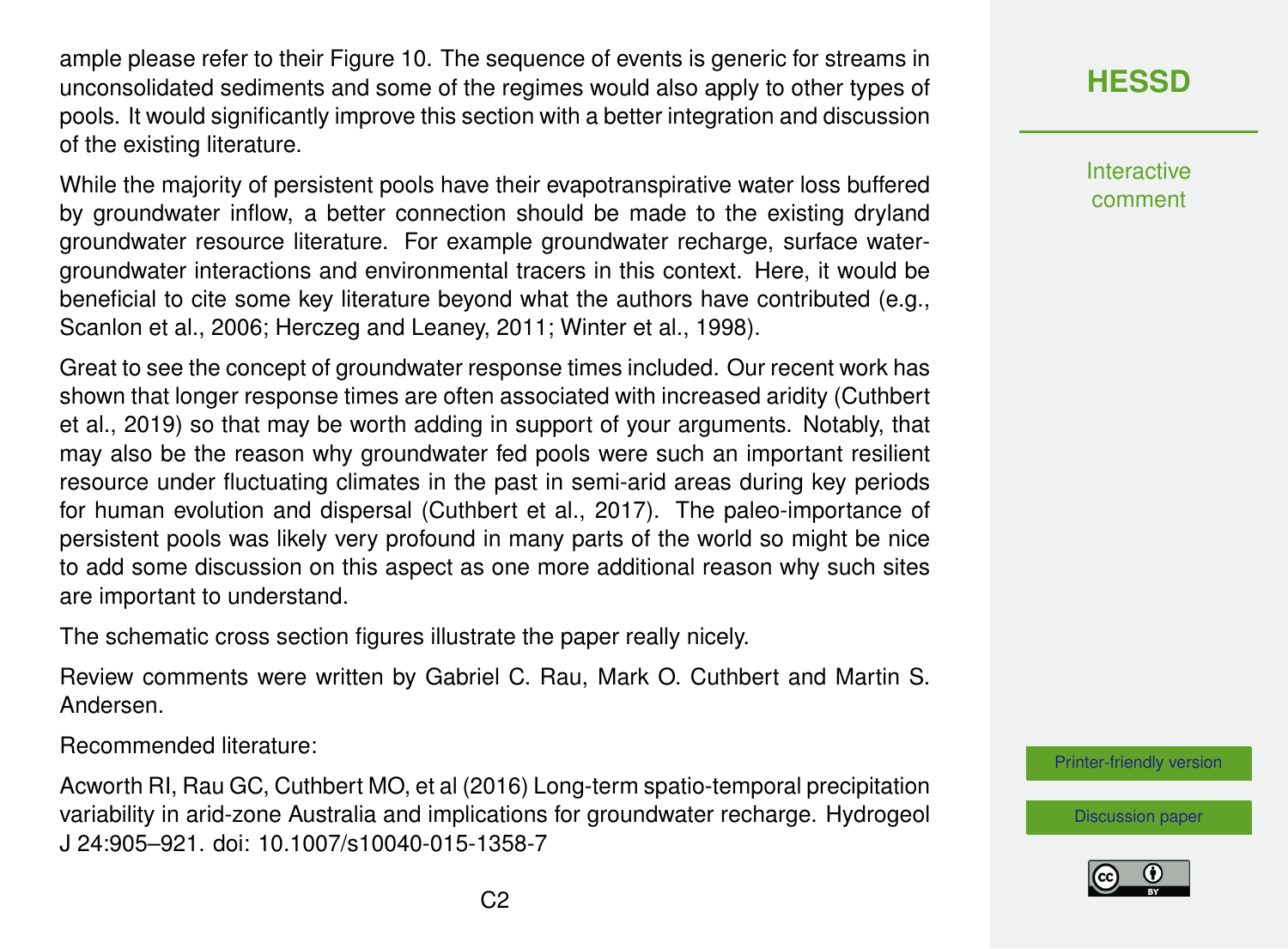ample please refer to their Figure 10. The sequence of events is generic for streams in unconsolidated sediments and some of the regimes would also apply to other types of pools. It would significantly improve this section with a better integration and discussion of the existing literature.

While the majority of persistent pools have their evapotranspirative water loss buffered by groundwater inflow, a better connection should be made to the existing dryland groundwater resource literature. For example groundwater recharge, surface water-groundwater interactions and environmental tracers in this context. Here, it would be beneficial to cite some key literature beyond what the authors have contributed (e.g., Scanlon et al., 2006; Herczeg and Leaney, 2011; Winter et al., 1998).

Great to see the concept of groundwater response times included. Our recent work has shown that longer response times are often associated with increased aridity (Cuthbert et al., 2019) so that may be worth adding in support of your arguments. Notably, that may also be the reason why groundwater fed pools were such an important resilient resource under fluctuating climates in the past in semi-arid areas during key periods for human evolution and dispersal (Cuthbert et al., 2017). The paleo-importance of persistent pools was likely very profound in many parts of the world so might be nice to add some discussion on this aspect as one more additional reason why such sites are important to understand.

The schematic cross section figures illustrate the paper really nicely.

Review comments were written by Gabriel C. Rau, Mark O. Cuthbert and Martin S. Andersen.

Recommended literature:

Acworth RI, Rau GC, Cuthbert MO, et al (2016) Long-term spatio-temporal precipitation variability in arid-zone Australia and implications for groundwater recharge. Hydrogeol J 24:905–921. doi: 10.1007/s10040-015-1358-7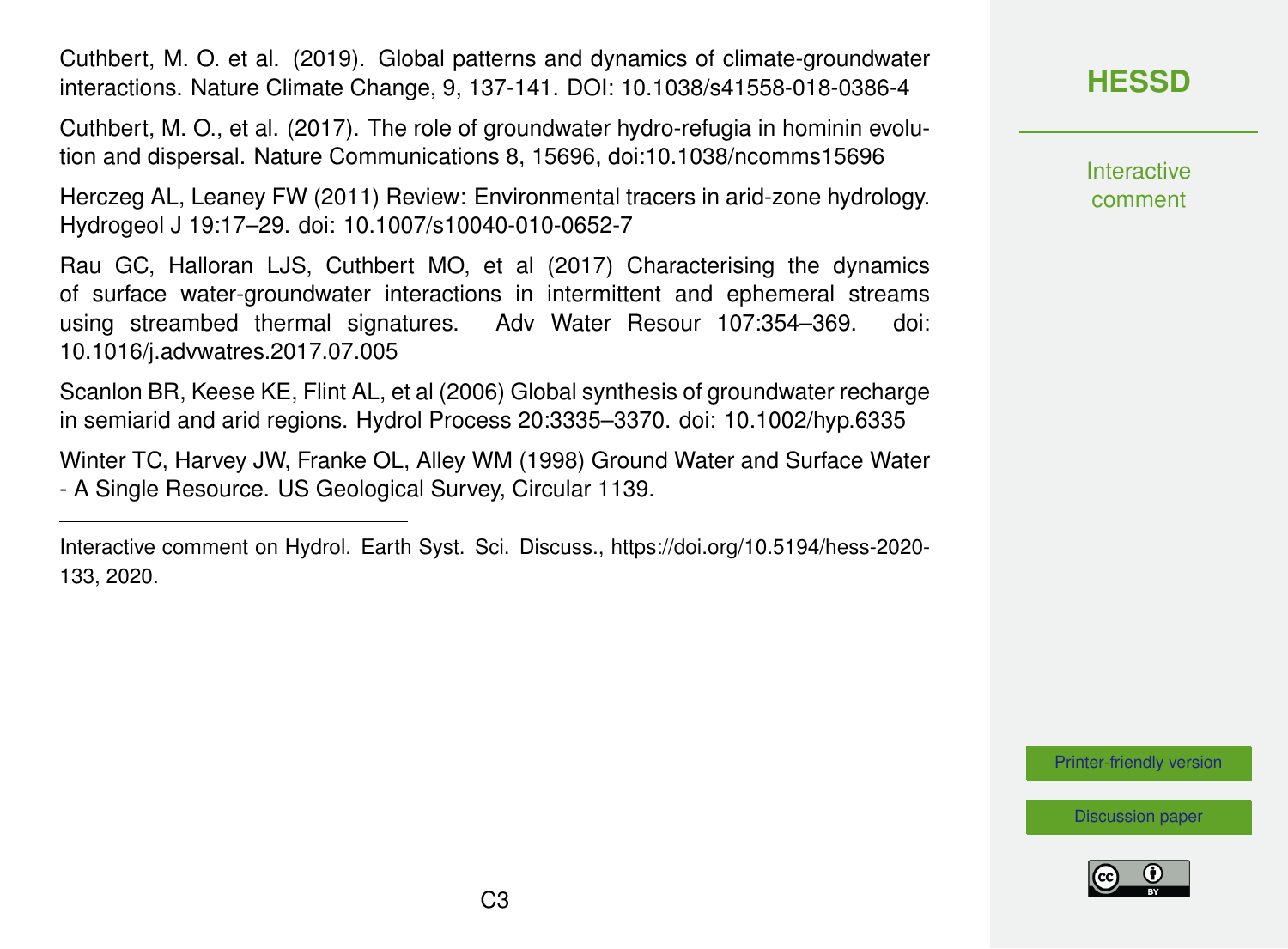Cuthbert, M. O. et al. (2019). Global patterns and dynamics of climate-groundwater interactions. Nature Climate Change, 9, 137-141. DOI: 10.1038/s41558-018-0386-4

Cuthbert, M. O., et al. (2017). The role of groundwater hydro-refugia in hominin evolution and dispersal. Nature Communications 8, 15696, doi:10.1038/ncomms15696

Herczeg AL, Leaney FW (2011) Review: Environmental tracers in arid-zone hydrology. Hydrogeol J 19:17–29. doi: 10.1007/s10040-010-0652-7

Rau GC, Halloran LJS, Cuthbert MO, et al (2017) Characterising the dynamics of surface water-groundwater interactions in intermittent and ephemeral streams using streambed thermal signatures. Adv Water Resour 107:354–369. doi: 10.1016/j.advwatres.2017.07.005

Scanlon BR, Keese KE, Flint AL, et al (2006) Global synthesis of groundwater recharge in semiarid and arid regions. Hydrol Process 20:3335–3370. doi: 10.1002/hyp.6335

Winter TC, Harvey JW, Franke OL, Alley WM (1998) Ground Water and Surface Water - A Single Resource. US Geological Survey, Circular 1139.

---

Interactive comment on Hydrol. Earth Syst. Sci. Discuss., https://doi.org/10.5194/hess-2020-133, 2020.